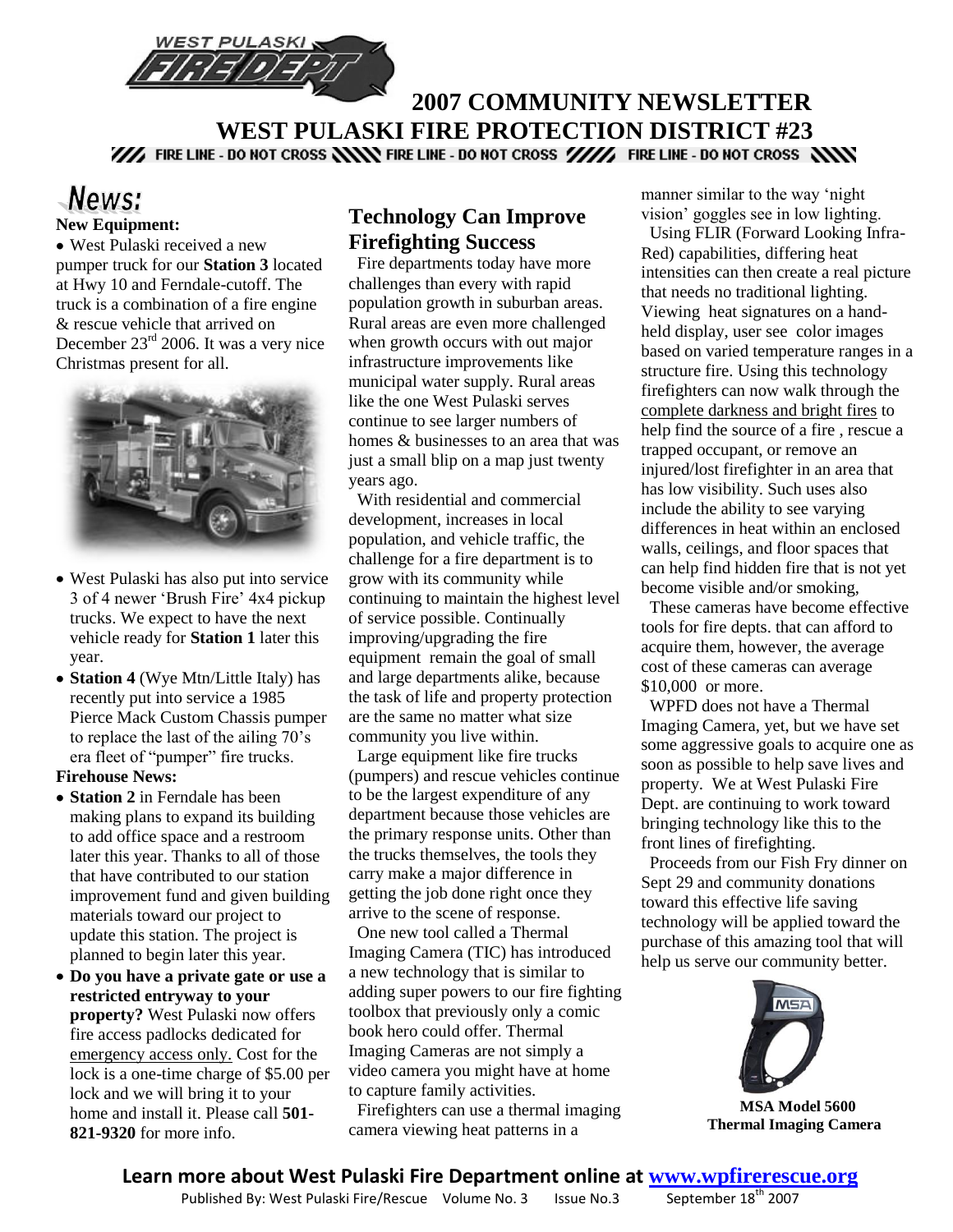# 2007 COMMUNITY NEWSLETTER
# WEST PULASKI FIRE PROTECTION DISTRICT #23

FIRE LINE - DO NOT CROSS FIRE LINE - DO NOT CROSS FIRE LINE - DO NOT CROSS

## News:

**New Equipment:**

- West Pulaski received a new pumper truck for our **Station 3** located at Hwy 10 and Ferndale-cutoff. The truck is a combination of a fire engine & rescue vehicle that arrived on December 23rd 2006. It was a very nice Christmas present for all.
- West Pulaski has also put into service 3 of 4 newer 'Brush Fire' 4x4 pickup trucks. We expect to have the next vehicle ready for **Station 1** later this year.
- **Station 4** (Wye Mtn/Little Italy) has recently put into service a 1985 Pierce Mack Custom Chassis pumper to replace the last of the ailing 70's era fleet of "pumper" fire trucks.

**Firehouse News:**

- **Station 2** in Ferndale has been making plans to expand its building to add office space and a restroom later this year. Thanks to all of those that have contributed to our station improvement fund and given building materials toward our project to update this station. The project is planned to begin later this year.
- **Do you have a private gate or use a restricted entryway to your property?** West Pulaski now offers fire access padlocks dedicated for emergency access only. Cost for the lock is a one-time charge of $5.00 per lock and we will bring it to your home and install it. Please call **501-821-9320** for more info.

## Technology Can Improve Firefighting Success

Fire departments today have more challenges than every with rapid population growth in suburban areas. Rural areas are even more challenged when growth occurs with out major infrastructure improvements like municipal water supply. Rural areas like the one West Pulaski serves continue to see larger numbers of homes & businesses to an area that was just a small blip on a map just twenty years ago.

With residential and commercial development, increases in local population, and vehicle traffic, the challenge for a fire department is to grow with its community while continuing to maintain the highest level of service possible. Continually improving/upgrading the fire equipment remain the goal of small and large departments alike, because the task of life and property protection are the same no matter what size community you live within.

Large equipment like fire trucks (pumpers) and rescue vehicles continue to be the largest expenditure of any department because those vehicles are the primary response units. Other than the trucks themselves, the tools they carry make a major difference in getting the job done right once they arrive to the scene of response.

One new tool called a Thermal Imaging Camera (TIC) has introduced a new technology that is similar to adding super powers to our fire fighting toolbox that previously only a comic book hero could offer. Thermal Imaging Cameras are not simply a video camera you might have at home to capture family activities.

Firefighters can use a thermal imaging camera viewing heat patterns in a manner similar to the way 'night vision' goggles see in low lighting.

Using FLIR (Forward Looking Infra-Red) capabilities, differing heat intensities can then create a real picture that needs no traditional lighting. Viewing heat signatures on a hand-held display, user see color images based on varied temperature ranges in a structure fire. Using this technology firefighters can now walk through the complete darkness and bright fires to help find the source of a fire , rescue a trapped occupant, or remove an injured/lost firefighter in an area that has low visibility. Such uses also include the ability to see varying differences in heat within an enclosed walls, ceilings, and floor spaces that can help find hidden fire that is not yet become visible and/or smoking,

These cameras have become effective tools for fire depts. that can afford to acquire them, however, the average cost of these cameras can average $10,000 or more.

WPFD does not have a Thermal Imaging Camera, yet, but we have set some aggressive goals to acquire one as soon as possible to help save lives and property. We at West Pulaski Fire Dept. are continuing to work toward bringing technology like this to the front lines of firefighting.

Proceeds from our Fish Fry dinner on Sept 29 and community donations toward this effective life saving technology will be applied toward the purchase of this amazing tool that will help us serve our community better.

**MSA Model 5600 Thermal Imaging Camera**

**Learn more about West Pulaski Fire Department online at www.wpfirerescue.org**

Published By: West Pulaski Fire/Rescue Volume No. 3 Issue No.3 September 18th 2007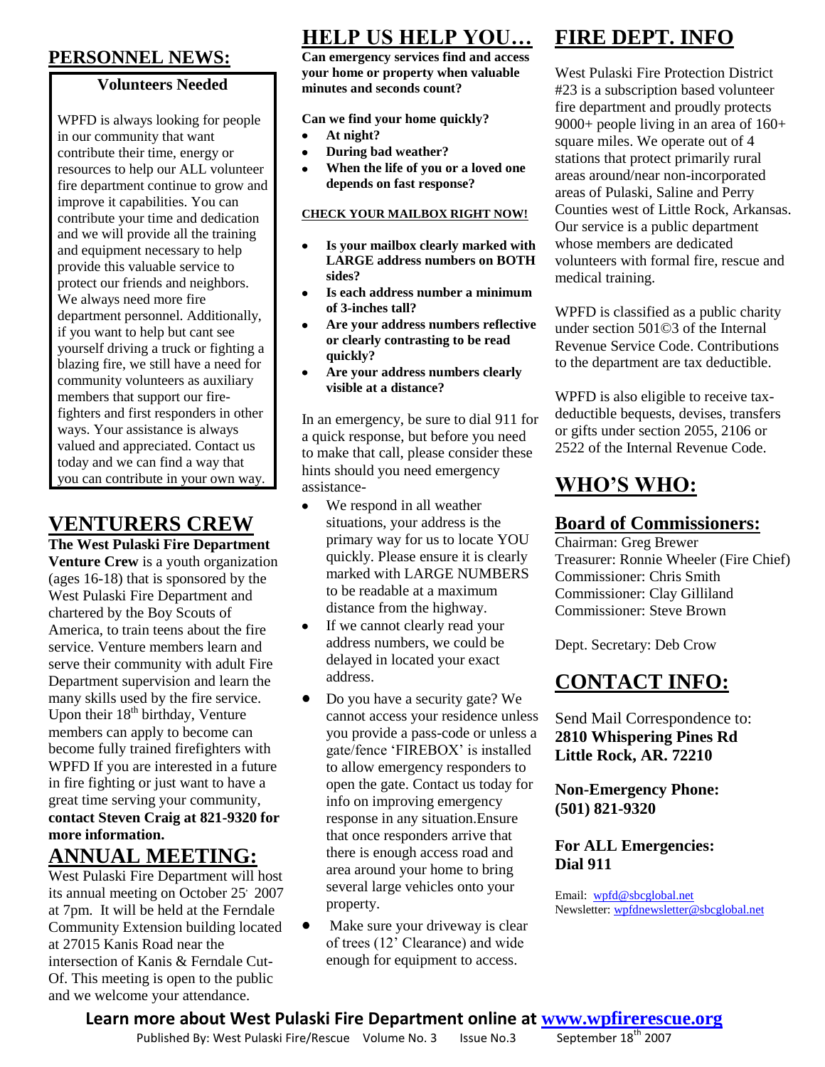## PERSONNEL NEWS:

### Volunteers Needed

WPFD is always looking for people in our community that want contribute their time, energy or resources to help our ALL volunteer fire department continue to grow and improve it capabilities. You can contribute your time and dedication and we will provide all the training and equipment necessary to help provide this valuable service to protect our friends and neighbors. We always need more fire department personnel. Additionally, if you want to help but cant see yourself driving a truck or fighting a blazing fire, we still have a need for community volunteers as auxiliary members that support our fire-fighters and first responders in other ways. Your assistance is always valued and appreciated. Contact us today and we can find a way that you can contribute in your own way.

## VENTURERS CREW

**The West Pulaski Fire Department Venture Crew** is a youth organization (ages 16-18) that is sponsored by the West Pulaski Fire Department and chartered by the Boy Scouts of America, to train teens about the fire service. Venture members learn and serve their community with adult Fire Department supervision and learn the many skills used by the fire service. Upon their 18th birthday, Venture members can apply to become can become fully trained firefighters with WPFD If you are interested in a future in fire fighting or just want to have a great time serving your community, **contact Steven Craig at 821-9320 for more information.**

## ANNUAL MEETING:

West Pulaski Fire Department will host its annual meeting on October 25, 2007 at 7pm. It will be held at the Ferndale Community Extension building located at 27015 Kanis Road near the intersection of Kanis & Ferndale Cut-Of. This meeting is open to the public and we welcome your attendance.

## HELP US HELP YOU…

**Can emergency services find and access your home or property when valuable minutes and seconds count?**

**Can we find your home quickly?**

- **At night?**
- **During bad weather?**
- **When the life of you or a loved one depends on fast response?**

**CHECK YOUR MAILBOX RIGHT NOW!**

- **Is your mailbox clearly marked with LARGE address numbers on BOTH sides?**
- **Is each address number a minimum of 3-inches tall?**
- **Are your address numbers reflective or clearly contrasting to be read quickly?**
- **Are your address numbers clearly visible at a distance?**

In an emergency, be sure to dial 911 for a quick response, but before you need to make that call, please consider these hints should you need emergency assistance-

- We respond in all weather situations, your address is the primary way for us to locate YOU quickly. Please ensure it is clearly marked with LARGE NUMBERS to be readable at a maximum distance from the highway.
- If we cannot clearly read your address numbers, we could be delayed in located your exact address.
- Do you have a security gate? We cannot access your residence unless you provide a pass-code or unless a gate/fence 'FIREBOX' is installed to allow emergency responders to open the gate. Contact us today for info on improving emergency response in any situation.Ensure that once responders arrive that there is enough access road and area around your home to bring several large vehicles onto your property.
- Make sure your driveway is clear of trees (12' Clearance) and wide enough for equipment to access.

## FIRE DEPT. INFO

West Pulaski Fire Protection District #23 is a subscription based volunteer fire department and proudly protects 9000+ people living in an area of 160+ square miles. We operate out of 4 stations that protect primarily rural areas around/near non-incorporated areas of Pulaski, Saline and Perry Counties west of Little Rock, Arkansas. Our service is a public department whose members are dedicated volunteers with formal fire, rescue and medical training.

WPFD is classified as a public charity under section 501©3 of the Internal Revenue Service Code. Contributions to the department are tax deductible.

WPFD is also eligible to receive tax-deductible bequests, devises, transfers or gifts under section 2055, 2106 or 2522 of the Internal Revenue Code.

## WHO'S WHO:

### Board of Commissioners:

Chairman: Greg Brewer
Treasurer: Ronnie Wheeler (Fire Chief)
Commissioner: Chris Smith
Commissioner: Clay Gilliland
Commissioner: Steve Brown

Dept. Secretary: Deb Crow

## CONTACT INFO:

Send Mail Correspondence to:
**2810 Whispering Pines Rd**
**Little Rock, AR. 72210**

**Non-Emergency Phone:**
**(501) 821-9320**

**For ALL Emergencies:**
**Dial 911**

Email: wpfd@sbcglobal.net
Newsletter: wpfdnewsletter@sbcglobal.net

**Learn more about West Pulaski Fire Department online at www.wpfirerescue.org**

Published By: West Pulaski Fire/Rescue Volume No. 3 Issue No.3 September 18th 2007